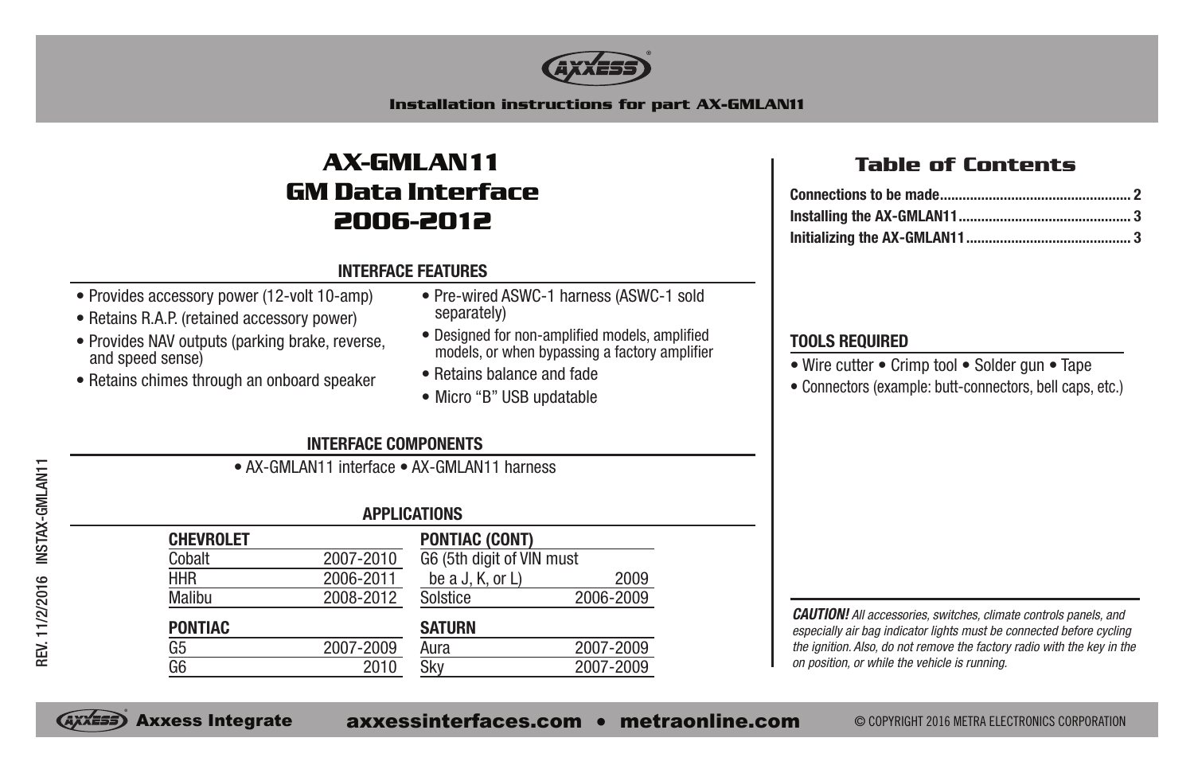Installation instructions for part AX-GMLAN11

# AX-GMLAN11
# GM Data Interface
# 2006-2012

## INTERFACE FEATURES

- Provides accessory power (12-volt 10-amp)
- Retains R.A.P. (retained accessory power)
- Provides NAV outputs (parking brake, reverse, and speed sense)
- Retains chimes through an onboard speaker
- Pre-wired ASWC-1 harness (ASWC-1 sold separately)
- Designed for non-amplified models, amplified models, or when bypassing a factory amplifier
- Retains balance and fade
- Micro "B" USB updatable

## INTERFACE COMPONENTS

- AX-GMLAN11 interface • AX-GMLAN11 harness

## APPLICATIONS

| CHEVROLET | |
|---|---|
| Cobalt | 2007-2010 |
| HHR | 2006-2011 |
| Malibu | 2008-2012 |

| PONTIAC | |
|---|---|
| G5 | 2007-2009 |
| G6 | 2010 |
| G6 (5th digit of VIN must be a J, K, or L) | 2009 |
| Solstice | 2006-2009 |

| SATURN | |
|---|---|
| Aura | 2007-2009 |
| Sky | 2007-2009 |

## Table of Contents

- Connections to be made .......... 2
- Installing the AX-GMLAN11 .......... 3
- Initializing the AX-GMLAN11 .......... 3

## TOOLS REQUIRED

- Wire cutter • Crimp tool • Solder gun • Tape
- Connectors (example: butt-connectors, bell caps, etc.)

***CAUTION!*** *All accessories, switches, climate controls panels, and especially air bag indicator lights must be connected before cycling the ignition. Also, do not remove the factory radio with the key in the on position, or while the vehicle is running.*

REV. 11/2/2016 INSTAX-GMLAN11

Axxess Integrate axxessinterfaces.com • metraonline.com © COPYRIGHT 2016 METRA ELECTRONICS CORPORATION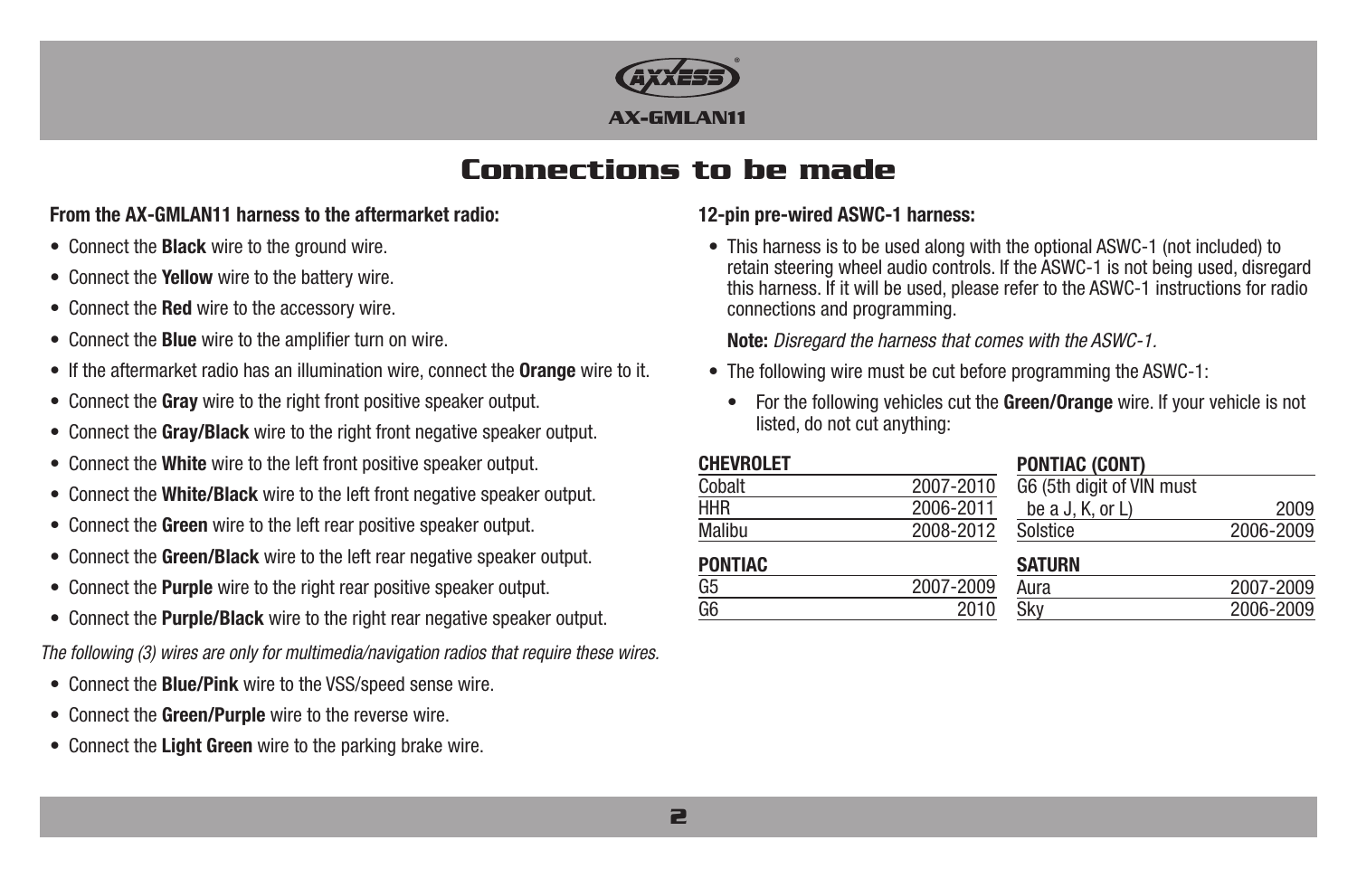# Connections to be made

**From the AX-GMLAN11 harness to the aftermarket radio:**

- Connect the **Black** wire to the ground wire.
- Connect the **Yellow** wire to the battery wire.
- Connect the **Red** wire to the accessory wire.
- Connect the **Blue** wire to the amplifier turn on wire.
- If the aftermarket radio has an illumination wire, connect the **Orange** wire to it.
- Connect the **Gray** wire to the right front positive speaker output.
- Connect the **Gray/Black** wire to the right front negative speaker output.
- Connect the **White** wire to the left front positive speaker output.
- Connect the **White/Black** wire to the left front negative speaker output.
- Connect the **Green** wire to the left rear positive speaker output.
- Connect the **Green/Black** wire to the left rear negative speaker output.
- Connect the **Purple** wire to the right rear positive speaker output.
- Connect the **Purple/Black** wire to the right rear negative speaker output.

*The following (3) wires are only for multimedia/navigation radios that require these wires.*

- Connect the **Blue/Pink** wire to the VSS/speed sense wire.
- Connect the **Green/Purple** wire to the reverse wire.
- Connect the **Light Green** wire to the parking brake wire.

**12-pin pre-wired ASWC-1 harness:**

- This harness is to be used along with the optional ASWC-1 (not included) to retain steering wheel audio controls. If the ASWC-1 is not being used, disregard this harness. If it will be used, please refer to the ASWC-1 instructions for radio connections and programming.

  **Note:** *Disregard the harness that comes with the ASWC-1.*

- The following wire must be cut before programming the ASWC-1:
  - For the following vehicles cut the **Green/Orange** wire. If your vehicle is not listed, do not cut anything:

| **CHEVROLET** | |
|---|---|
| Cobalt | 2007-2010 |
| HHR | 2006-2011 |
| Malibu | 2008-2012 |

| **PONTIAC** | |
|---|---|
| G5 | 2007-2009 |
| G6 | 2010 |

| **PONTIAC (CONT)** | |
|---|---|
| G6 (5th digit of VIN must be a J, K, or L) | 2009 |
| Solstice | 2006-2009 |

| **SATURN** | |
|---|---|
| Aura | 2007-2009 |
| Sky | 2006-2009 |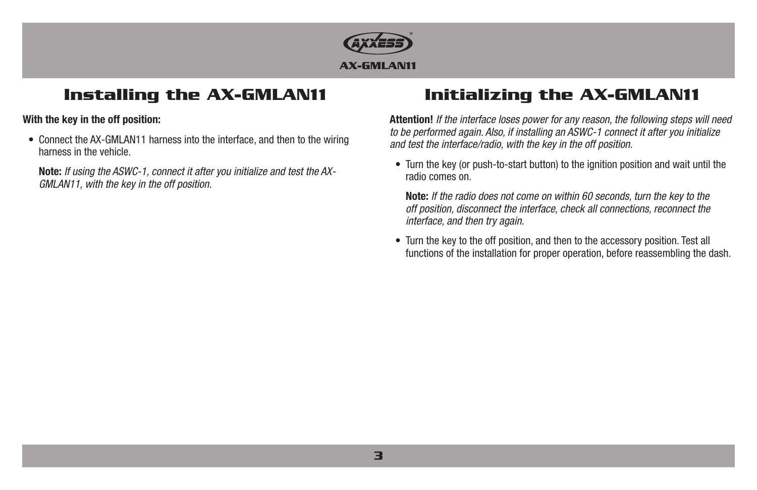## Installing the AX-GMLAN11

**With the key in the off position:**

- Connect the AX-GMLAN11 harness into the interface, and then to the wiring harness in the vehicle.

  **Note:** *If using the ASWC-1, connect it after you initialize and test the AX-GMLAN11, with the key in the off position.*

## Initializing the AX-GMLAN11

**Attention!** *If the interface loses power for any reason, the following steps will need to be performed again. Also, if installing an ASWC-1 connect it after you initialize and test the interface/radio, with the key in the off position.*

- Turn the key (or push-to-start button) to the ignition position and wait until the radio comes on.

  **Note:** *If the radio does not come on within 60 seconds, turn the key to the off position, disconnect the interface, check all connections, reconnect the interface, and then try again.*

- Turn the key to the off position, and then to the accessory position. Test all functions of the installation for proper operation, before reassembling the dash.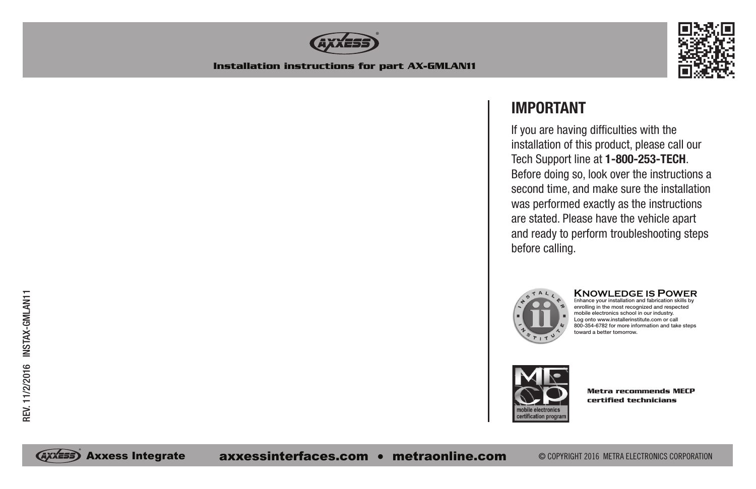Installation instructions for part AX-GMLAN11

## IMPORTANT

If you are having difficulties with the installation of this product, please call our Tech Support line at **1-800-253-TECH**. Before doing so, look over the instructions a second time, and make sure the installation was performed exactly as the instructions are stated. Please have the vehicle apart and ready to perform troubleshooting steps before calling.

**Knowledge is Power**

Enhance your installation and fabrication skills by enrolling in the most recognized and respected mobile electronics school in our industry. Log onto www.installerinstitute.com or call 800-354-6782 for more information and take steps toward a better tomorrow.

**Metra recommends MECP certified technicians**

REV. 11/2/2016 INSTAX-GMLAN11

Axxess Integrate

axxessinterfaces.com • metraonline.com

© COPYRIGHT 2016 METRA ELECTRONICS CORPORATION